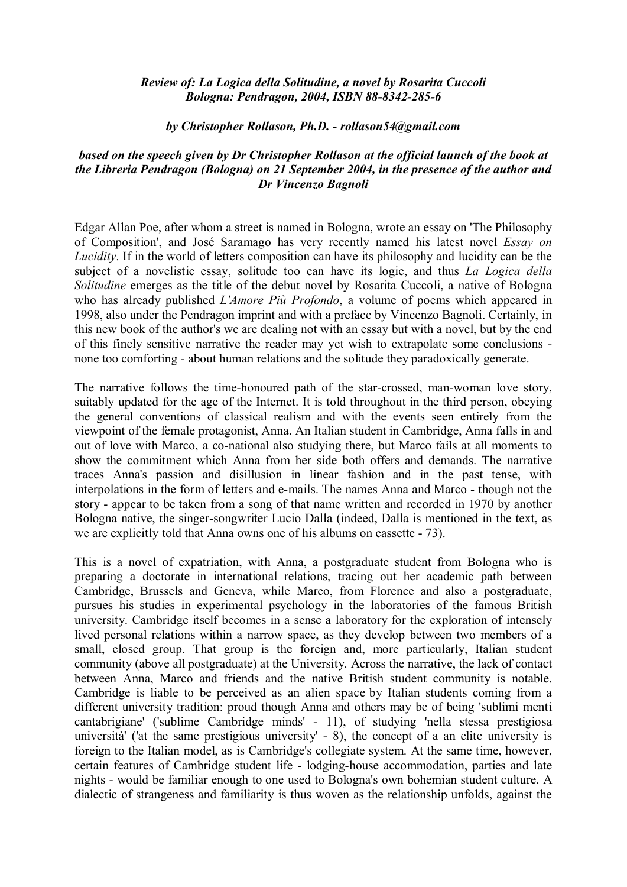***Review of: La Logica della Solitudine, a novel by Rosarita Cuccoli***
***Bologna: Pendragon, 2004, ISBN 88-8342-285-6***

***by Christopher Rollason, Ph.D. - rollason54@gmail.com***

***based on the speech given by Dr Christopher Rollason at the official launch of the book at the Libreria Pendragon (Bologna) on 21 September 2004, in the presence of the author and Dr Vincenzo Bagnoli***

Edgar Allan Poe, after whom a street is named in Bologna, wrote an essay on 'The Philosophy of Composition', and José Saramago has very recently named his latest novel *Essay on Lucidity*. If in the world of letters composition can have its philosophy and lucidity can be the subject of a novelistic essay, solitude too can have its logic, and thus *La Logica della Solitudine* emerges as the title of the debut novel by Rosarita Cuccoli, a native of Bologna who has already published *L'Amore Più Profondo*, a volume of poems which appeared in 1998, also under the Pendragon imprint and with a preface by Vincenzo Bagnoli. Certainly, in this new book of the author's we are dealing not with an essay but with a novel, but by the end of this finely sensitive narrative the reader may yet wish to extrapolate some conclusions - none too comforting - about human relations and the solitude they paradoxically generate.

The narrative follows the time-honoured path of the star-crossed, man-woman love story, suitably updated for the age of the Internet. It is told throughout in the third person, obeying the general conventions of classical realism and with the events seen entirely from the viewpoint of the female protagonist, Anna. An Italian student in Cambridge, Anna falls in and out of love with Marco, a co-national also studying there, but Marco fails at all moments to show the commitment which Anna from her side both offers and demands. The narrative traces Anna's passion and disillusion in linear fashion and in the past tense, with interpolations in the form of letters and e-mails. The names Anna and Marco - though not the story - appear to be taken from a song of that name written and recorded in 1970 by another Bologna native, the singer-songwriter Lucio Dalla (indeed, Dalla is mentioned in the text, as we are explicitly told that Anna owns one of his albums on cassette - 73).

This is a novel of expatriation, with Anna, a postgraduate student from Bologna who is preparing a doctorate in international relations, tracing out her academic path between Cambridge, Brussels and Geneva, while Marco, from Florence and also a postgraduate, pursues his studies in experimental psychology in the laboratories of the famous British university. Cambridge itself becomes in a sense a laboratory for the exploration of intensely lived personal relations within a narrow space, as they develop between two members of a small, closed group. That group is the foreign and, more particularly, Italian student community (above all postgraduate) at the University. Across the narrative, the lack of contact between Anna, Marco and friends and the native British student community is notable. Cambridge is liable to be perceived as an alien space by Italian students coming from a different university tradition: proud though Anna and others may be of being 'sublimi menti cantabrigiane' ('sublime Cambridge minds' - 11), of studying 'nella stessa prestigiosa università' ('at the same prestigious university' - 8), the concept of a an elite university is foreign to the Italian model, as is Cambridge's collegiate system. At the same time, however, certain features of Cambridge student life - lodging-house accommodation, parties and late nights - would be familiar enough to one used to Bologna's own bohemian student culture. A dialectic of strangeness and familiarity is thus woven as the relationship unfolds, against the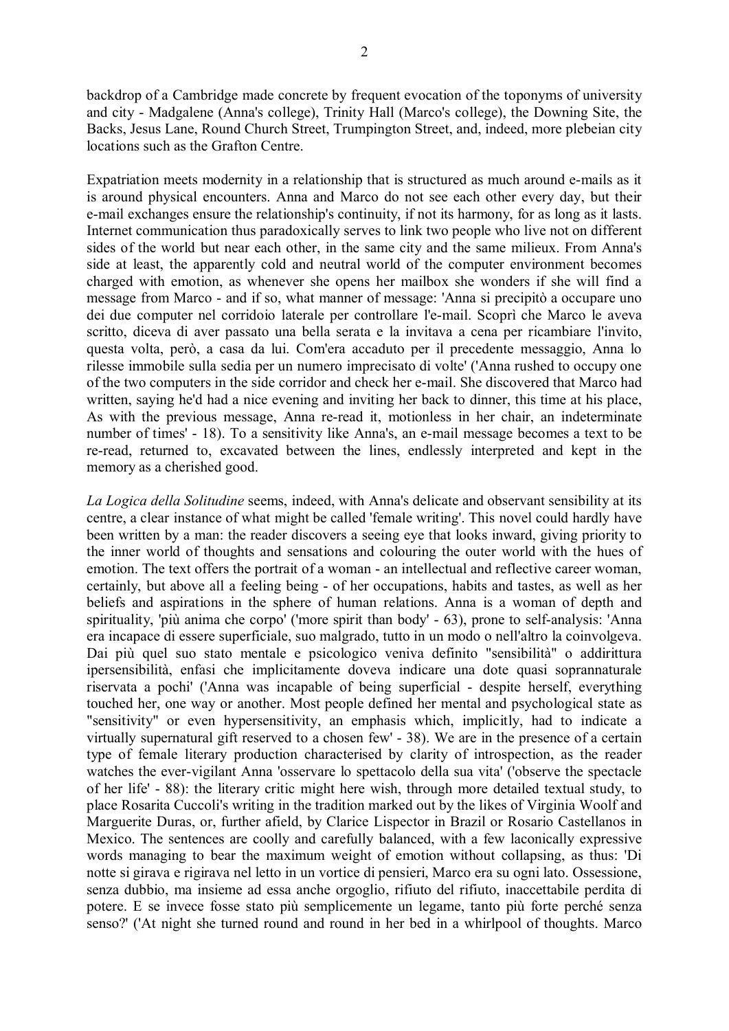backdrop of a Cambridge made concrete by frequent evocation of the toponyms of university and city - Madgalene (Anna's college), Trinity Hall (Marco's college), the Downing Site, the Backs, Jesus Lane, Round Church Street, Trumpington Street, and, indeed, more plebeian city locations such as the Grafton Centre.

Expatriation meets modernity in a relationship that is structured as much around e-mails as it is around physical encounters. Anna and Marco do not see each other every day, but their e-mail exchanges ensure the relationship's continuity, if not its harmony, for as long as it lasts. Internet communication thus paradoxically serves to link two people who live not on different sides of the world but near each other, in the same city and the same milieux. From Anna's side at least, the apparently cold and neutral world of the computer environment becomes charged with emotion, as whenever she opens her mailbox she wonders if she will find a message from Marco - and if so, what manner of message: 'Anna si precipitò a occupare uno dei due computer nel corridoio laterale per controllare l'e-mail. Scoprì che Marco le aveva scritto, diceva di aver passato una bella serata e la invitava a cena per ricambiare l'invito, questa volta, però, a casa da lui. Com'era accaduto per il precedente messaggio, Anna lo rilesse immobile sulla sedia per un numero imprecisato di volte' ('Anna rushed to occupy one of the two computers in the side corridor and check her e-mail. She discovered that Marco had written, saying he'd had a nice evening and inviting her back to dinner, this time at his place, As with the previous message, Anna re-read it, motionless in her chair, an indeterminate number of times' - 18). To a sensitivity like Anna's, an e-mail message becomes a text to be re-read, returned to, excavated between the lines, endlessly interpreted and kept in the memory as a cherished good.

*La Logica della Solitudine* seems, indeed, with Anna's delicate and observant sensibility at its centre, a clear instance of what might be called 'female writing'. This novel could hardly have been written by a man: the reader discovers a seeing eye that looks inward, giving priority to the inner world of thoughts and sensations and colouring the outer world with the hues of emotion. The text offers the portrait of a woman - an intellectual and reflective career woman, certainly, but above all a feeling being - of her occupations, habits and tastes, as well as her beliefs and aspirations in the sphere of human relations. Anna is a woman of depth and spirituality, 'più anima che corpo' ('more spirit than body' - 63), prone to self-analysis: 'Anna era incapace di essere superficiale, suo malgrado, tutto in un modo o nell'altro la coinvolgeva. Dai più quel suo stato mentale e psicologico veniva definito "sensibilità" o addirittura ipersensibilità, enfasi che implicitamente doveva indicare una dote quasi soprannaturale riservata a pochi' ('Anna was incapable of being superficial - despite herself, everything touched her, one way or another. Most people defined her mental and psychological state as "sensitivity" or even hypersensitivity, an emphasis which, implicitly, had to indicate a virtually supernatural gift reserved to a chosen few' - 38). We are in the presence of a certain type of female literary production characterised by clarity of introspection, as the reader watches the ever-vigilant Anna 'osservare lo spettacolo della sua vita' ('observe the spectacle of her life' - 88): the literary critic might here wish, through more detailed textual study, to place Rosarita Cuccoli's writing in the tradition marked out by the likes of Virginia Woolf and Marguerite Duras, or, further afield, by Clarice Lispector in Brazil or Rosario Castellanos in Mexico. The sentences are coolly and carefully balanced, with a few laconically expressive words managing to bear the maximum weight of emotion without collapsing, as thus: 'Di notte si girava e rigirava nel letto in un vortice di pensieri, Marco era su ogni lato. Ossessione, senza dubbio, ma insieme ad essa anche orgoglio, rifiuto del rifiuto, inaccettabile perdita di potere. E se invece fosse stato più semplicemente un legame, tanto più forte perché senza senso?' ('At night she turned round and round in her bed in a whirlpool of thoughts. Marco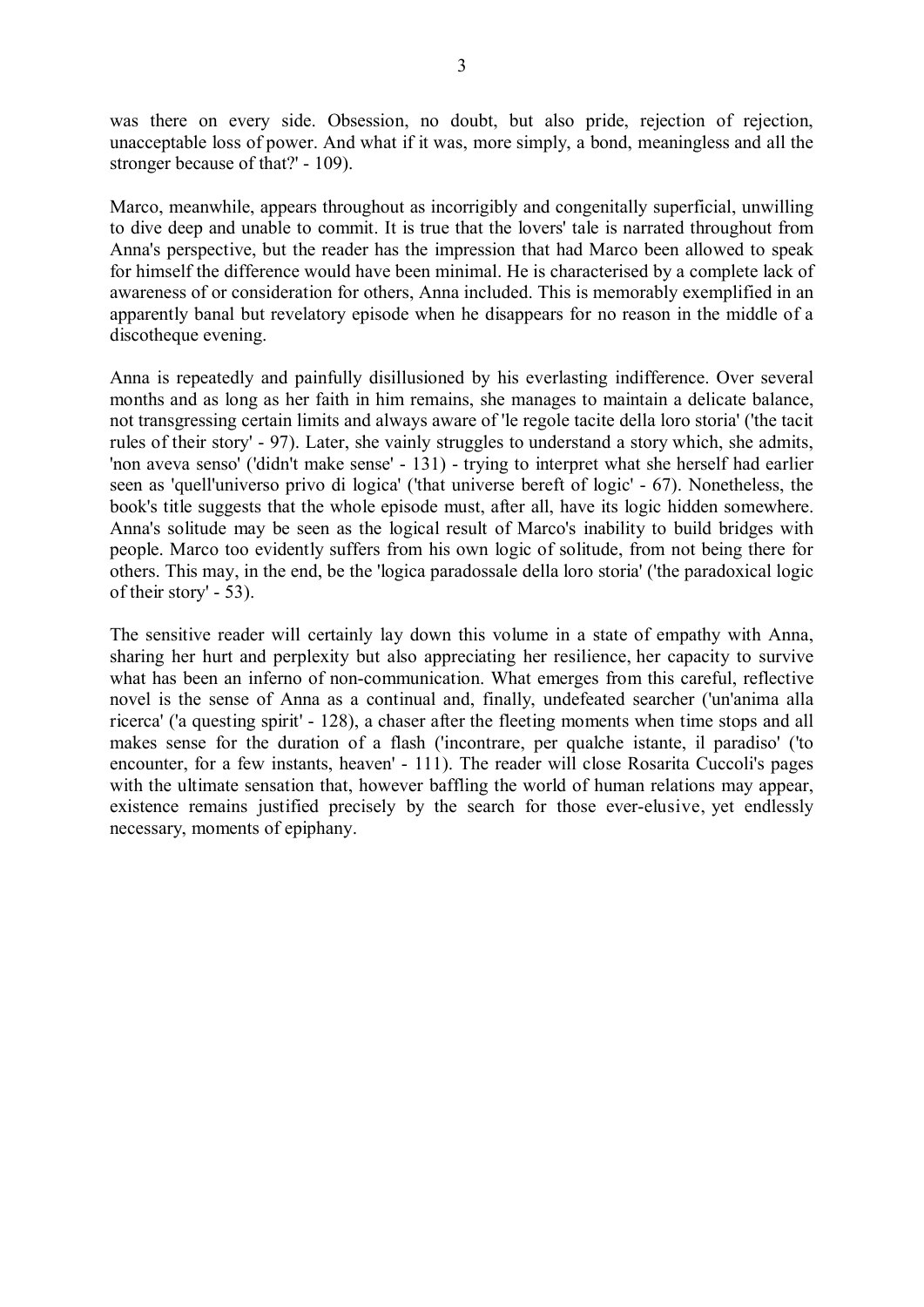was there on every side. Obsession, no doubt, but also pride, rejection of rejection, unacceptable loss of power. And what if it was, more simply, a bond, meaningless and all the stronger because of that?' - 109).

Marco, meanwhile, appears throughout as incorrigibly and congenitally superficial, unwilling to dive deep and unable to commit. It is true that the lovers' tale is narrated throughout from Anna's perspective, but the reader has the impression that had Marco been allowed to speak for himself the difference would have been minimal. He is characterised by a complete lack of awareness of or consideration for others, Anna included. This is memorably exemplified in an apparently banal but revelatory episode when he disappears for no reason in the middle of a discotheque evening.

Anna is repeatedly and painfully disillusioned by his everlasting indifference. Over several months and as long as her faith in him remains, she manages to maintain a delicate balance, not transgressing certain limits and always aware of 'le regole tacite della loro storia' ('the tacit rules of their story' - 97). Later, she vainly struggles to understand a story which, she admits, 'non aveva senso' ('didn't make sense' - 131) - trying to interpret what she herself had earlier seen as 'quell'universo privo di logica' ('that universe bereft of logic' - 67). Nonetheless, the book's title suggests that the whole episode must, after all, have its logic hidden somewhere. Anna's solitude may be seen as the logical result of Marco's inability to build bridges with people. Marco too evidently suffers from his own logic of solitude, from not being there for others. This may, in the end, be the 'logica paradossale della loro storia' ('the paradoxical logic of their story' - 53).

The sensitive reader will certainly lay down this volume in a state of empathy with Anna, sharing her hurt and perplexity but also appreciating her resilience, her capacity to survive what has been an inferno of non-communication. What emerges from this careful, reflective novel is the sense of Anna as a continual and, finally, undefeated searcher ('un'anima alla ricerca' ('a questing spirit' - 128), a chaser after the fleeting moments when time stops and all makes sense for the duration of a flash ('incontrare, per qualche istante, il paradiso' ('to encounter, for a few instants, heaven' - 111). The reader will close Rosarita Cuccoli's pages with the ultimate sensation that, however baffling the world of human relations may appear, existence remains justified precisely by the search for those ever-elusive, yet endlessly necessary, moments of epiphany.